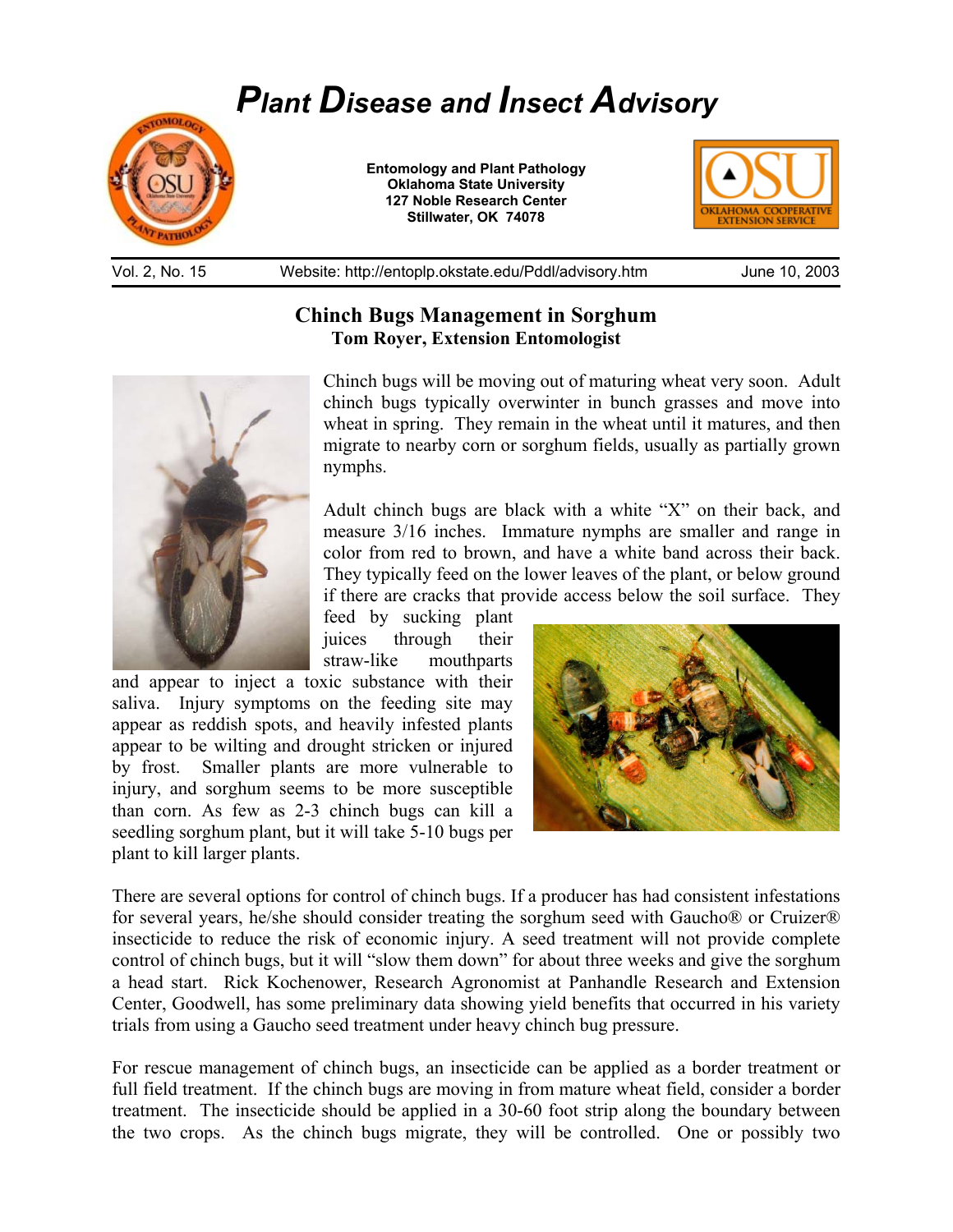# *Plant Disease and Insect Advisory*

**Entomology and Plant Pathology**
**Oklahoma State University**
**127 Noble Research Center**
**Stillwater, OK 74078**

Vol. 2, No. 15 | Website: http://entoplp.okstate.edu/Pddl/advisory.htm | June 10, 2003

## Chinch Bugs Management in Sorghum

**Tom Royer, Extension Entomologist**

Chinch bugs will be moving out of maturing wheat very soon. Adult chinch bugs typically overwinter in bunch grasses and move into wheat in spring. They remain in the wheat until it matures, and then migrate to nearby corn or sorghum fields, usually as partially grown nymphs.

Adult chinch bugs are black with a white "X" on their back, and measure 3/16 inches. Immature nymphs are smaller and range in color from red to brown, and have a white band across their back. They typically feed on the lower leaves of the plant, or below ground if there are cracks that provide access below the soil surface. They feed by sucking plant juices through their straw-like mouthparts and appear to inject a toxic substance with their saliva. Injury symptoms on the feeding site may appear as reddish spots, and heavily infested plants appear to be wilting and drought stricken or injured by frost. Smaller plants are more vulnerable to injury, and sorghum seems to be more susceptible than corn. As few as 2-3 chinch bugs can kill a seedling sorghum plant, but it will take 5-10 bugs per plant to kill larger plants.

There are several options for control of chinch bugs. If a producer has had consistent infestations for several years, he/she should consider treating the sorghum seed with Gaucho® or Cruizer® insecticide to reduce the risk of economic injury. A seed treatment will not provide complete control of chinch bugs, but it will "slow them down" for about three weeks and give the sorghum a head start. Rick Kochenower, Research Agronomist at Panhandle Research and Extension Center, Goodwell, has some preliminary data showing yield benefits that occurred in his variety trials from using a Gaucho seed treatment under heavy chinch bug pressure.

For rescue management of chinch bugs, an insecticide can be applied as a border treatment or full field treatment. If the chinch bugs are moving in from mature wheat field, consider a border treatment. The insecticide should be applied in a 30-60 foot strip along the boundary between the two crops. As the chinch bugs migrate, they will be controlled. One or possibly two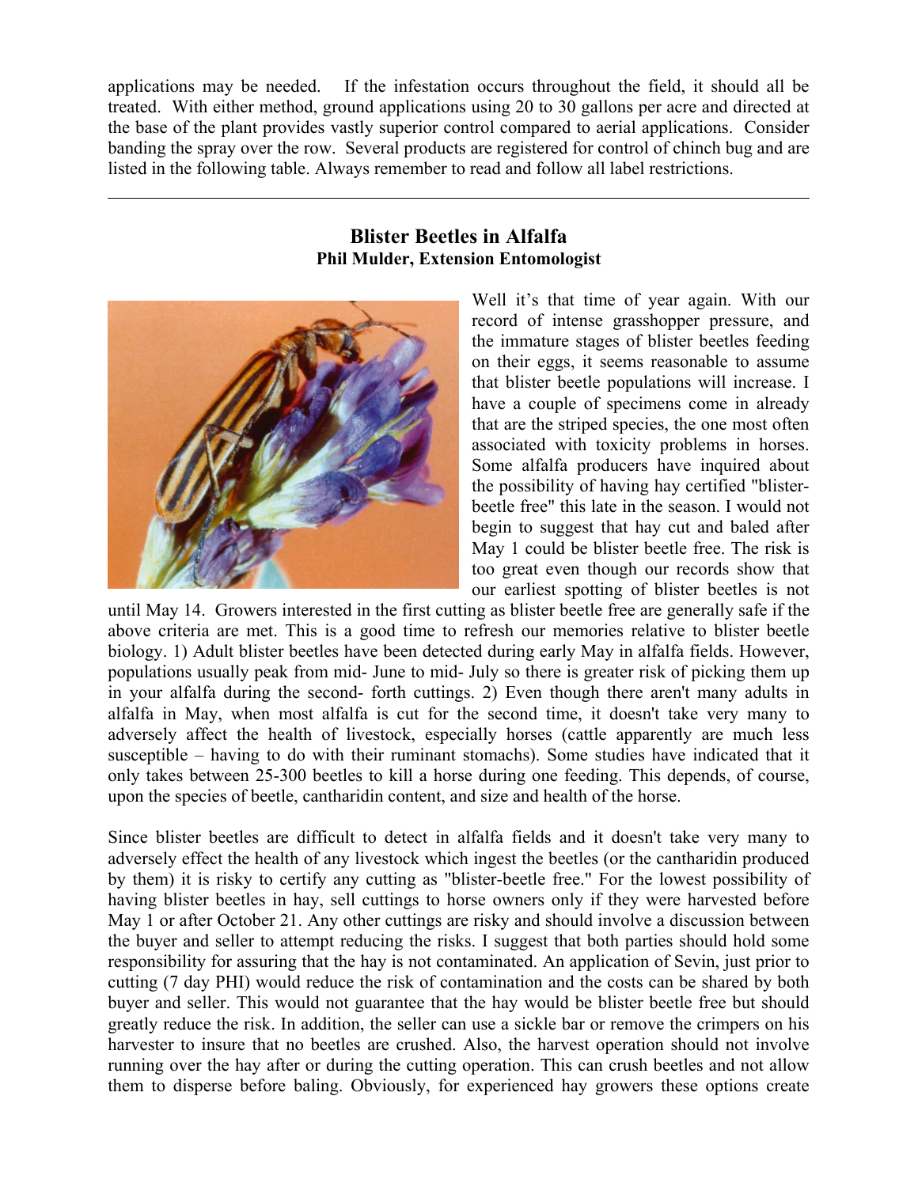applications may be needed. If the infestation occurs throughout the field, it should all be treated. With either method, ground applications using 20 to 30 gallons per acre and directed at the base of the plant provides vastly superior control compared to aerial applications. Consider banding the spray over the row. Several products are registered for control of chinch bug and are listed in the following table. Always remember to read and follow all label restrictions.

---

## Blister Beetles in Alfalfa

**Phil Mulder, Extension Entomologist**

Well it's that time of year again. With our record of intense grasshopper pressure, and the immature stages of blister beetles feeding on their eggs, it seems reasonable to assume that blister beetle populations will increase. I have a couple of specimens come in already that are the striped species, the one most often associated with toxicity problems in horses. Some alfalfa producers have inquired about the possibility of having hay certified "blister-beetle free" this late in the season. I would not begin to suggest that hay cut and baled after May 1 could be blister beetle free. The risk is too great even though our records show that our earliest spotting of blister beetles is not until May 14. Growers interested in the first cutting as blister beetle free are generally safe if the above criteria are met. This is a good time to refresh our memories relative to blister beetle biology. 1) Adult blister beetles have been detected during early May in alfalfa fields. However, populations usually peak from mid- June to mid- July so there is greater risk of picking them up in your alfalfa during the second- forth cuttings. 2) Even though there aren't many adults in alfalfa in May, when most alfalfa is cut for the second time, it doesn't take very many to adversely affect the health of livestock, especially horses (cattle apparently are much less susceptible – having to do with their ruminant stomachs). Some studies have indicated that it only takes between 25-300 beetles to kill a horse during one feeding. This depends, of course, upon the species of beetle, cantharidin content, and size and health of the horse.

Since blister beetles are difficult to detect in alfalfa fields and it doesn't take very many to adversely effect the health of any livestock which ingest the beetles (or the cantharidin produced by them) it is risky to certify any cutting as "blister-beetle free." For the lowest possibility of having blister beetles in hay, sell cuttings to horse owners only if they were harvested before May 1 or after October 21. Any other cuttings are risky and should involve a discussion between the buyer and seller to attempt reducing the risks. I suggest that both parties should hold some responsibility for assuring that the hay is not contaminated. An application of Sevin, just prior to cutting (7 day PHI) would reduce the risk of contamination and the costs can be shared by both buyer and seller. This would not guarantee that the hay would be blister beetle free but should greatly reduce the risk. In addition, the seller can use a sickle bar or remove the crimpers on his harvester to insure that no beetles are crushed. Also, the harvest operation should not involve running over the hay after or during the cutting operation. This can crush beetles and not allow them to disperse before baling. Obviously, for experienced hay growers these options create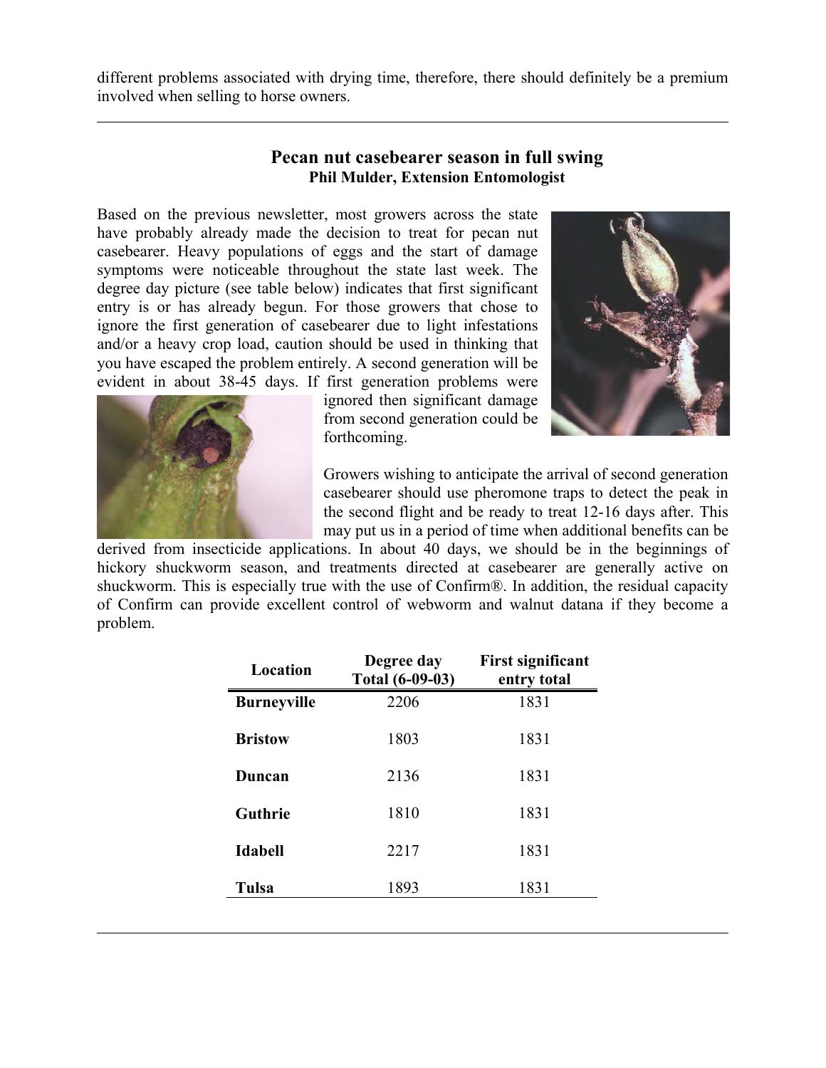different problems associated with drying time, therefore, there should definitely be a premium involved when selling to horse owners.

---

## Pecan nut casebearer season in full swing

**Phil Mulder, Extension Entomologist**

Based on the previous newsletter, most growers across the state have probably already made the decision to treat for pecan nut casebearer. Heavy populations of eggs and the start of damage symptoms were noticeable throughout the state last week. The degree day picture (see table below) indicates that first significant entry is or has already begun. For those growers that chose to ignore the first generation of casebearer due to light infestations and/or a heavy crop load, caution should be used in thinking that you have escaped the problem entirely. A second generation will be evident in about 38-45 days. If first generation problems were ignored then significant damage from second generation could be forthcoming.

Growers wishing to anticipate the arrival of second generation casebearer should use pheromone traps to detect the peak in the second flight and be ready to treat 12-16 days after. This may put us in a period of time when additional benefits can be derived from insecticide applications. In about 40 days, we should be in the beginnings of hickory shuckworm season, and treatments directed at casebearer are generally active on shuckworm. This is especially true with the use of Confirm®. In addition, the residual capacity of Confirm can provide excellent control of webworm and walnut datana if they become a problem.

| Location | Degree day Total (6-09-03) | First significant entry total |
|---|---|---|
| **Burneyville** | 2206 | 1831 |
| **Bristow** | 1803 | 1831 |
| **Duncan** | 2136 | 1831 |
| **Guthrie** | 1810 | 1831 |
| **Idabell** | 2217 | 1831 |
| **Tulsa** | 1893 | 1831 |

---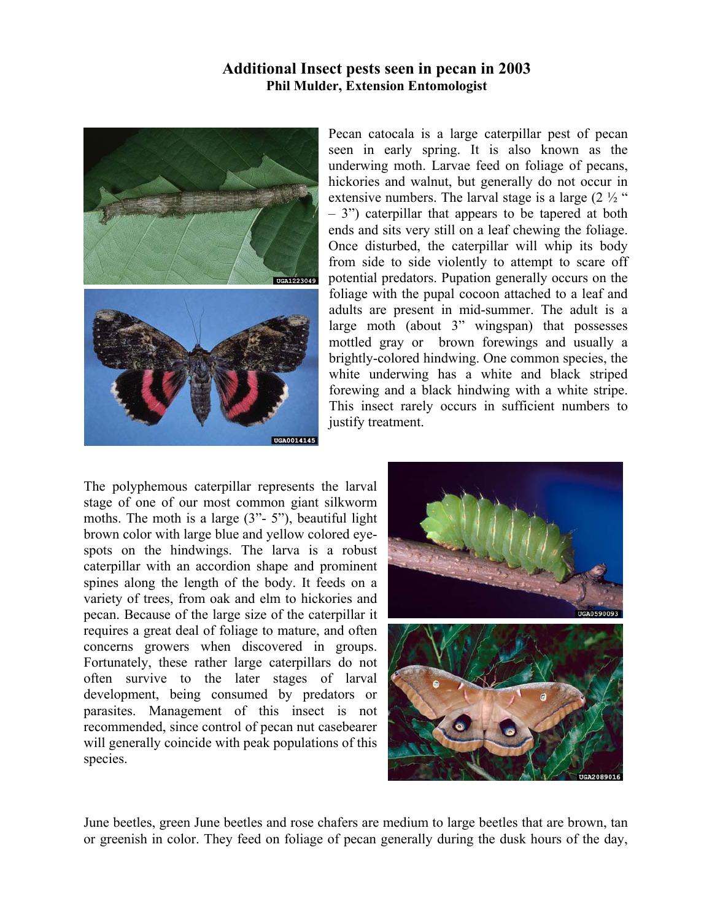# Additional Insect pests seen in pecan in 2003

**Phil Mulder, Extension Entomologist**

Pecan catocala is a large caterpillar pest of pecan seen in early spring. It is also known as the underwing moth. Larvae feed on foliage of pecans, hickories and walnut, but generally do not occur in extensive numbers. The larval stage is a large (2 ½ " – 3") caterpillar that appears to be tapered at both ends and sits very still on a leaf chewing the foliage. Once disturbed, the caterpillar will whip its body from side to side violently to attempt to scare off potential predators. Pupation generally occurs on the foliage with the pupal cocoon attached to a leaf and adults are present in mid-summer. The adult is a large moth (about 3" wingspan) that possesses mottled gray or brown forewings and usually a brightly-colored hindwing. One common species, the white underwing has a white and black striped forewing and a black hindwing with a white stripe. This insect rarely occurs in sufficient numbers to justify treatment.

The polyphemous caterpillar represents the larval stage of one of our most common giant silkworm moths. The moth is a large (3"- 5"), beautiful light brown color with large blue and yellow colored eye-spots on the hindwings. The larva is a robust caterpillar with an accordion shape and prominent spines along the length of the body. It feeds on a variety of trees, from oak and elm to hickories and pecan. Because of the large size of the caterpillar it requires a great deal of foliage to mature, and often concerns growers when discovered in groups. Fortunately, these rather large caterpillars do not often survive to the later stages of larval development, being consumed by predators or parasites. Management of this insect is not recommended, since control of pecan nut casebearer will generally coincide with peak populations of this species.

June beetles, green June beetles and rose chafers are medium to large beetles that are brown, tan or greenish in color. They feed on foliage of pecan generally during the dusk hours of the day,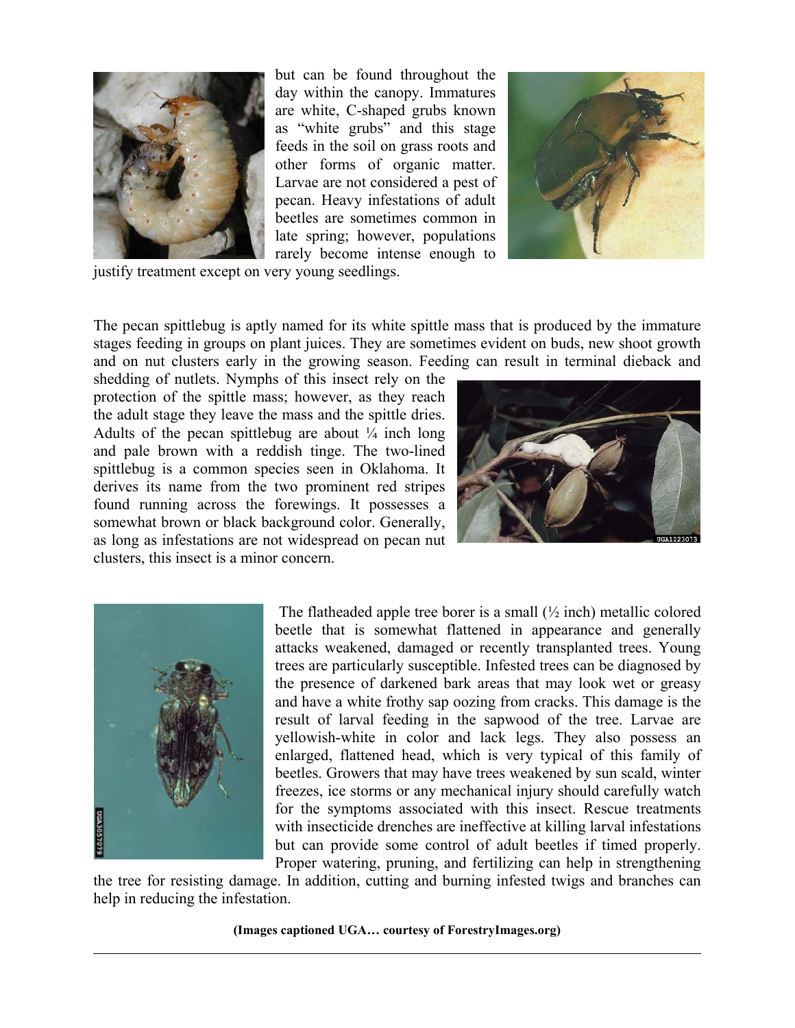but can be found throughout the day within the canopy. Immatures are white, C-shaped grubs known as “white grubs” and this stage feeds in the soil on grass roots and other forms of organic matter. Larvae are not considered a pest of pecan. Heavy infestations of adult beetles are sometimes common in late spring; however, populations rarely become intense enough to justify treatment except on very young seedlings.

The pecan spittlebug is aptly named for its white spittle mass that is produced by the immature stages feeding in groups on plant juices. They are sometimes evident on buds, new shoot growth and on nut clusters early in the growing season. Feeding can result in terminal dieback and shedding of nutlets. Nymphs of this insect rely on the protection of the spittle mass; however, as they reach the adult stage they leave the mass and the spittle dries. Adults of the pecan spittlebug are about ¼ inch long and pale brown with a reddish tinge. The two-lined spittlebug is a common species seen in Oklahoma. It derives its name from the two prominent red stripes found running across the forewings. It possesses a somewhat brown or black background color. Generally, as long as infestations are not widespread on pecan nut clusters, this insect is a minor concern.

UGA1223073

UGA3051079

The flatheaded apple tree borer is a small (½ inch) metallic colored beetle that is somewhat flattened in appearance and generally attacks weakened, damaged or recently transplanted trees. Young trees are particularly susceptible. Infested trees can be diagnosed by the presence of darkened bark areas that may look wet or greasy and have a white frothy sap oozing from cracks. This damage is the result of larval feeding in the sapwood of the tree. Larvae are yellowish-white in color and lack legs. They also possess an enlarged, flattened head, which is very typical of this family of beetles. Growers that may have trees weakened by sun scald, winter freezes, ice storms or any mechanical injury should carefully watch for the symptoms associated with this insect. Rescue treatments with insecticide drenches are ineffective at killing larval infestations but can provide some control of adult beetles if timed properly. Proper watering, pruning, and fertilizing can help in strengthening the tree for resisting damage. In addition, cutting and burning infested twigs and branches can help in reducing the infestation.

**(Images captioned UGA… courtesy of ForestryImages.org)**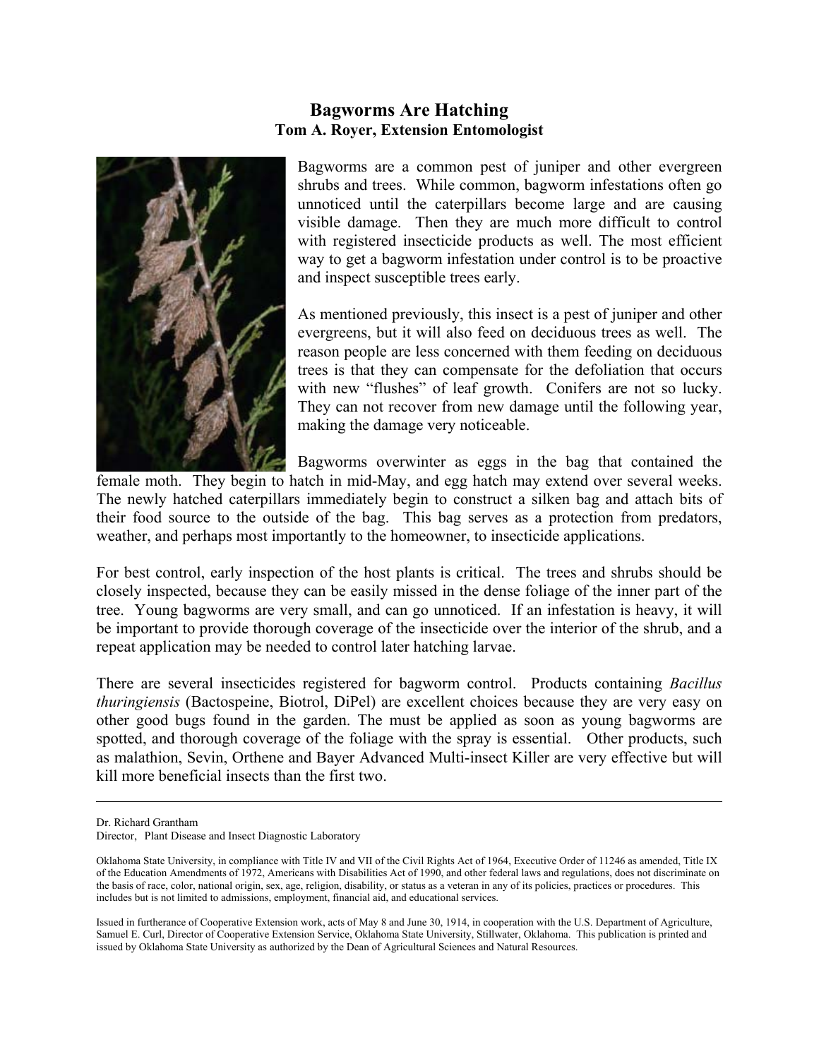## Bagworms Are Hatching

**Tom A. Royer, Extension Entomologist**

Bagworms are a common pest of juniper and other evergreen shrubs and trees. While common, bagworm infestations often go unnoticed until the caterpillars become large and are causing visible damage. Then they are much more difficult to control with registered insecticide products as well. The most efficient way to get a bagworm infestation under control is to be proactive and inspect susceptible trees early.

As mentioned previously, this insect is a pest of juniper and other evergreens, but it will also feed on deciduous trees as well. The reason people are less concerned with them feeding on deciduous trees is that they can compensate for the defoliation that occurs with new "flushes" of leaf growth. Conifers are not so lucky. They can not recover from new damage until the following year, making the damage very noticeable.

Bagworms overwinter as eggs in the bag that contained the female moth. They begin to hatch in mid-May, and egg hatch may extend over several weeks. The newly hatched caterpillars immediately begin to construct a silken bag and attach bits of their food source to the outside of the bag. This bag serves as a protection from predators, weather, and perhaps most importantly to the homeowner, to insecticide applications.

For best control, early inspection of the host plants is critical. The trees and shrubs should be closely inspected, because they can be easily missed in the dense foliage of the inner part of the tree. Young bagworms are very small, and can go unnoticed. If an infestation is heavy, it will be important to provide thorough coverage of the insecticide over the interior of the shrub, and a repeat application may be needed to control later hatching larvae.

There are several insecticides registered for bagworm control. Products containing *Bacillus thuringiensis* (Bactospeine, Biotrol, DiPel) are excellent choices because they are very easy on other good bugs found in the garden. The must be applied as soon as young bagworms are spotted, and thorough coverage of the foliage with the spray is essential. Other products, such as malathion, Sevin, Orthene and Bayer Advanced Multi-insect Killer are very effective but will kill more beneficial insects than the first two.

---

Dr. Richard Grantham
Director, Plant Disease and Insect Diagnostic Laboratory

Oklahoma State University, in compliance with Title IV and VII of the Civil Rights Act of 1964, Executive Order of 11246 as amended, Title IX of the Education Amendments of 1972, Americans with Disabilities Act of 1990, and other federal laws and regulations, does not discriminate on the basis of race, color, national origin, sex, age, religion, disability, or status as a veteran in any of its policies, practices or procedures. This includes but is not limited to admissions, employment, financial aid, and educational services.

Issued in furtherance of Cooperative Extension work, acts of May 8 and June 30, 1914, in cooperation with the U.S. Department of Agriculture, Samuel E. Curl, Director of Cooperative Extension Service, Oklahoma State University, Stillwater, Oklahoma. This publication is printed and issued by Oklahoma State University as authorized by the Dean of Agricultural Sciences and Natural Resources.